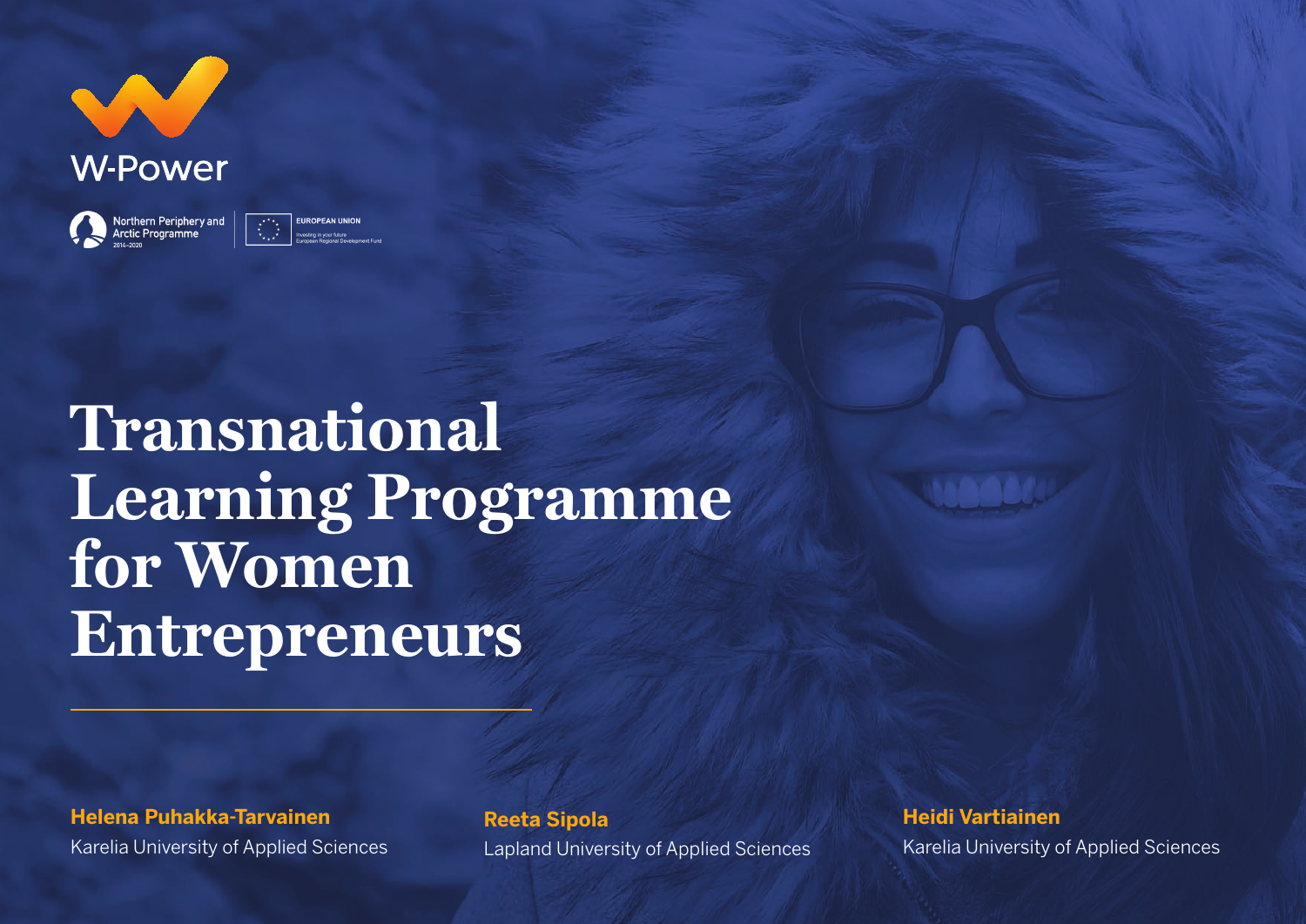W-Power

Northern Periphery and Arctic Programme 2014–2020

EUROPEAN UNION
Investing in your future
European Regional Development Fund

# Transnational Learning Programme for Women Entrepreneurs

**Helena Puhakka-Tarvainen**
Karelia University of Applied Sciences

**Reeta Sipola**
Lapland University of Applied Sciences

**Heidi Vartiainen**
Karelia University of Applied Sciences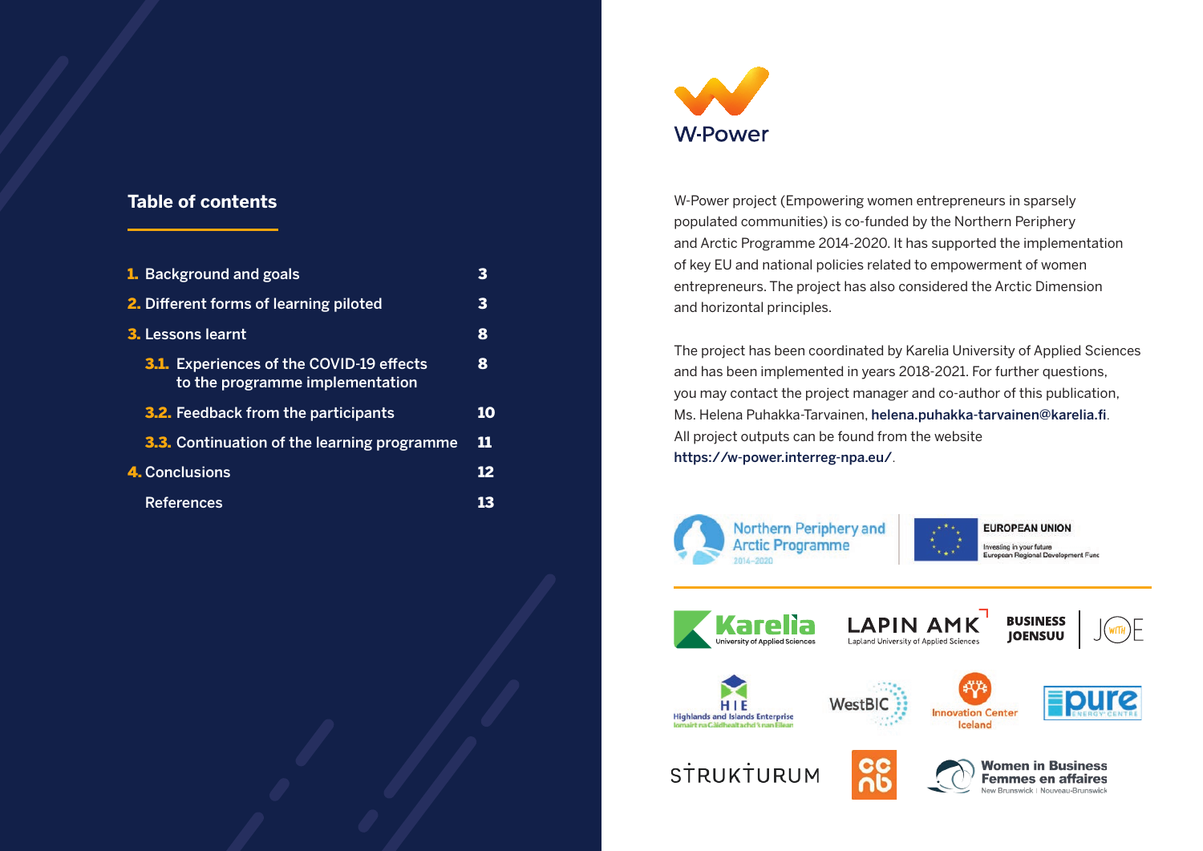## Table of contents

| | |
|---|---|
| 1. Background and goals | 3 |
| 2. Different forms of learning piloted | 3 |
| 3. Lessons learnt | 8 |
| 3.1. Experiences of the COVID-19 effects to the programme implementation | 8 |
| 3.2. Feedback from the participants | 10 |
| 3.3. Continuation of the learning programme | 11 |
| 4. Conclusions | 12 |
| References | 13 |

W-Power

W-Power project (Empowering women entrepreneurs in sparsely populated communities) is co-funded by the Northern Periphery and Arctic Programme 2014-2020. It has supported the implementation of key EU and national policies related to empowerment of women entrepreneurs. The project has also considered the Arctic Dimension and horizontal principles.

The project has been coordinated by Karelia University of Applied Sciences and has been implemented in years 2018-2021. For further questions, you may contact the project manager and co-author of this publication, Ms. Helena Puhakka-Tarvainen, **helena.puhakka-tarvainen@karelia.fi**. All project outputs can be found from the website **https://w-power.interreg-npa.eu/**.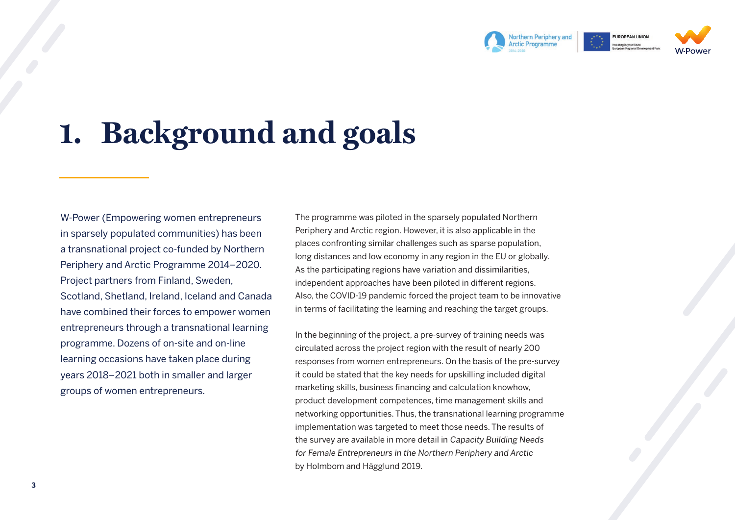# 1. Background and goals

W-Power (Empowering women entrepreneurs in sparsely populated communities) has been a transnational project co-funded by Northern Periphery and Arctic Programme 2014–2020. Project partners from Finland, Sweden, Scotland, Shetland, Ireland, Iceland and Canada have combined their forces to empower women entrepreneurs through a transnational learning programme. Dozens of on-site and on-line learning occasions have taken place during years 2018–2021 both in smaller and larger groups of women entrepreneurs.

The programme was piloted in the sparsely populated Northern Periphery and Arctic region. However, it is also applicable in the places confronting similar challenges such as sparse population, long distances and low economy in any region in the EU or globally. As the participating regions have variation and dissimilarities, independent approaches have been piloted in different regions. Also, the COVID-19 pandemic forced the project team to be innovative in terms of facilitating the learning and reaching the target groups.

In the beginning of the project, a pre-survey of training needs was circulated across the project region with the result of nearly 200 responses from women entrepreneurs. On the basis of the pre-survey it could be stated that the key needs for upskilling included digital marketing skills, business financing and calculation knowhow, product development competences, time management skills and networking opportunities. Thus, the transnational learning programme implementation was targeted to meet those needs. The results of the survey are available in more detail in *Capacity Building Needs for Female Entrepreneurs in the Northern Periphery and Arctic* by Holmbom and Hägglund 2019.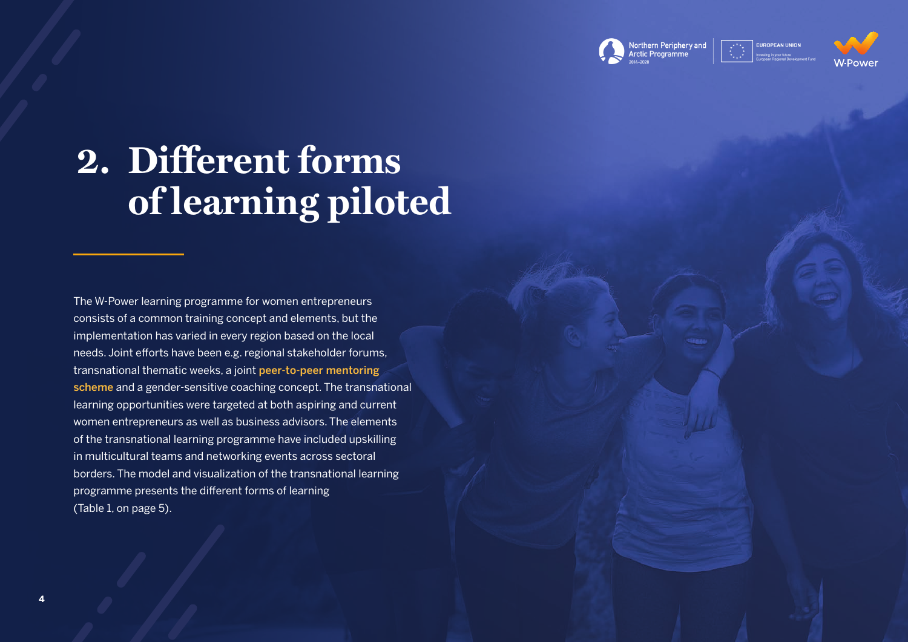# 2. Different forms of learning piloted

The W-Power learning programme for women entrepreneurs consists of a common training concept and elements, but the implementation has varied in every region based on the local needs. Joint efforts have been e.g. regional stakeholder forums, transnational thematic weeks, a joint **peer-to-peer mentoring scheme** and a gender-sensitive coaching concept. The transnational learning opportunities were targeted at both aspiring and current women entrepreneurs as well as business advisors. The elements of the transnational learning programme have included upskilling in multicultural teams and networking events across sectoral borders. The model and visualization of the transnational learning programme presents the different forms of learning (Table 1, on page 5).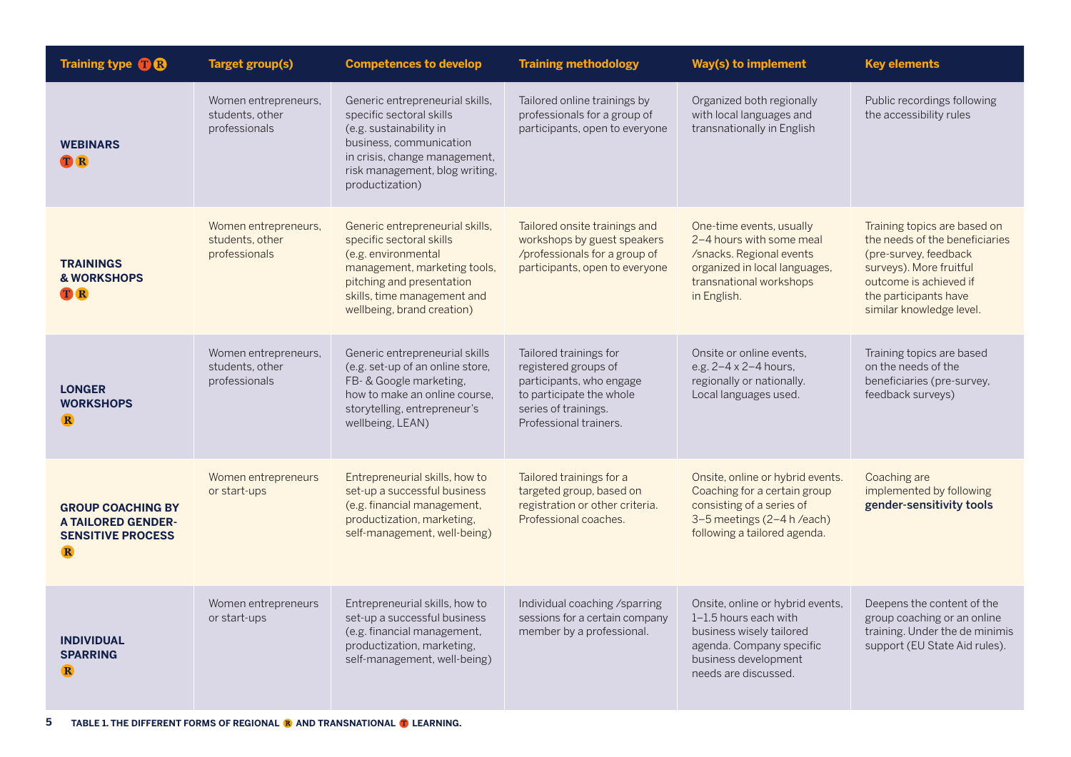| Training type T R | Target group(s) | Competences to develop | Training methodology | Way(s) to implement | Key elements |
|---|---|---|---|---|---|
| **WEBINARS** T R | Women entrepreneurs, students, other professionals | Generic entrepreneurial skills, specific sectoral skills (e.g. sustainability in business, communication in crisis, change management, risk management, blog writing, productization) | Tailored online trainings by professionals for a group of participants, open to everyone | Organized both regionally with local languages and transnationally in English | Public recordings following the accessibility rules |
| **TRAININGS & WORKSHOPS** T R | Women entrepreneurs, students, other professionals | Generic entrepreneurial skills, specific sectoral skills (e.g. environmental management, marketing tools, pitching and presentation skills, time management and wellbeing, brand creation) | Tailored onsite trainings and workshops by guest speakers /professionals for a group of participants, open to everyone | One-time events, usually 2–4 hours with some meal /snacks. Regional events organized in local languages, transnational workshops in English. | Training topics are based on the needs of the beneficiaries (pre-survey, feedback surveys). More fruitful outcome is achieved if the participants have similar knowledge level. |
| **LONGER WORKSHOPS** R | Women entrepreneurs, students, other professionals | Generic entrepreneurial skills (e.g. set-up of an online store, FB- & Google marketing, how to make an online course, storytelling, entrepreneur's wellbeing, LEAN) | Tailored trainings for registered groups of participants, who engage to participate the whole series of trainings. Professional trainers. | Onsite or online events, e.g. 2–4 x 2–4 hours, regionally or nationally. Local languages used. | Training topics are based on the needs of the beneficiaries (pre-survey, feedback surveys) |
| **GROUP COACHING BY A TAILORED GENDER-SENSITIVE PROCESS** R | Women entrepreneurs or start-ups | Entrepreneurial skills, how to set-up a successful business (e.g. financial management, productization, marketing, self-management, well-being) | Tailored trainings for a targeted group, based on registration or other criteria. Professional coaches. | Onsite, online or hybrid events. Coaching for a certain group consisting of a series of 3–5 meetings (2–4 h /each) following a tailored agenda. | Coaching are implemented by following **gender-sensitivity tools** |
| **INDIVIDUAL SPARRING** R | Women entrepreneurs or start-ups | Entrepreneurial skills, how to set-up a successful business (e.g. financial management, productization, marketing, self-management, well-being) | Individual coaching /sparring sessions for a certain company member by a professional. | Onsite, online or hybrid events, 1–1.5 hours each with business wisely tailored agenda. Company specific business development needs are discussed. | Deepens the content of the group coaching or an online training. Under the de minimis support (EU State Aid rules). |

**TABLE 1. THE DIFFERENT FORMS OF REGIONAL R AND TRANSNATIONAL T LEARNING.**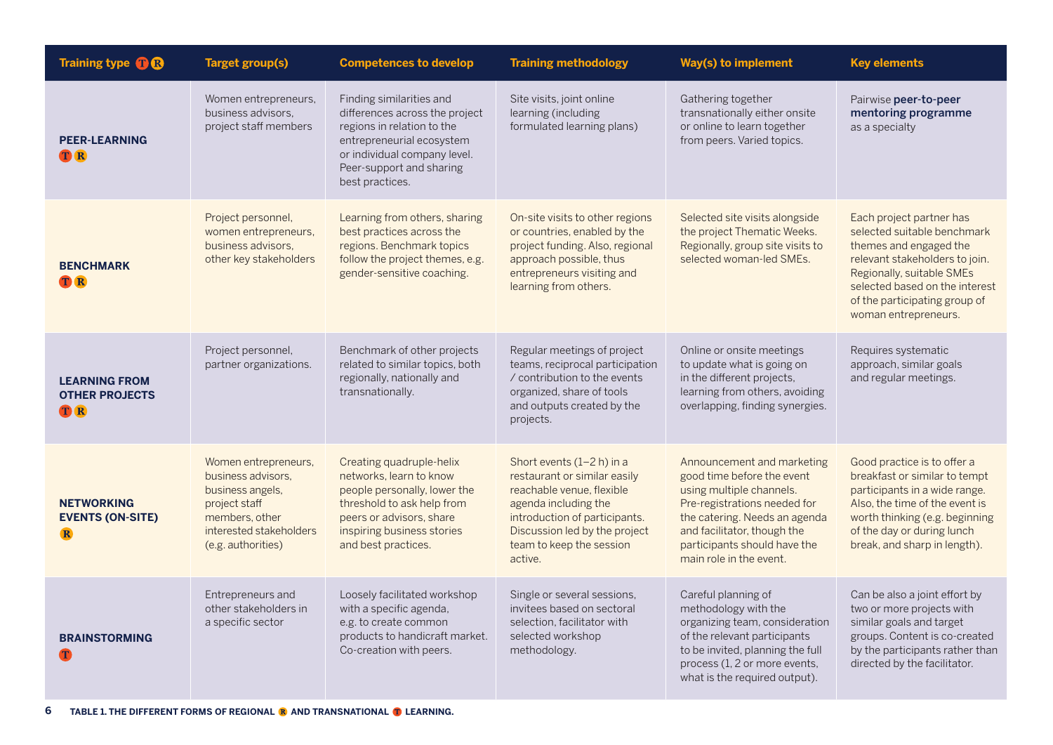| Training type T R | Target group(s) | Competences to develop | Training methodology | Way(s) to implement | Key elements |
|---|---|---|---|---|---|
| **PEER-LEARNING** T R | Women entrepreneurs, business advisors, project staff members | Finding similarities and differences across the project regions in relation to the entrepreneurial ecosystem or individual company level. Peer-support and sharing best practices. | Site visits, joint online learning (including formulated learning plans) | Gathering together transnationally either onsite or online to learn together from peers. Varied topics. | Pairwise **peer-to-peer mentoring programme** as a specialty |
| **BENCHMARK** T R | Project personnel, women entrepreneurs, business advisors, other key stakeholders | Learning from others, sharing best practices across the regions. Benchmark topics follow the project themes, e.g. gender-sensitive coaching. | On-site visits to other regions or countries, enabled by the project funding. Also, regional approach possible, thus entrepreneurs visiting and learning from others. | Selected site visits alongside the project Thematic Weeks. Regionally, group site visits to selected woman-led SMEs. | Each project partner has selected suitable benchmark themes and engaged the relevant stakeholders to join. Regionally, suitable SMEs selected based on the interest of the participating group of woman entrepreneurs. |
| **LEARNING FROM OTHER PROJECTS** T R | Project personnel, partner organizations. | Benchmark of other projects related to similar topics, both regionally, nationally and transnationally. | Regular meetings of project teams, reciprocal participation / contribution to the events organized, share of tools and outputs created by the projects. | Online or onsite meetings to update what is going on in the different projects, learning from others, avoiding overlapping, finding synergies. | Requires systematic approach, similar goals and regular meetings. |
| **NETWORKING EVENTS (ON-SITE)** R | Women entrepreneurs, business advisors, business angels, project staff members, other interested stakeholders (e.g. authorities) | Creating quadruple-helix networks, learn to know people personally, lower the threshold to ask help from peers or advisors, share inspiring business stories and best practices. | Short events (1–2 h) in a restaurant or similar easily reachable venue, flexible agenda including the introduction of participants. Discussion led by the project team to keep the session active. | Announcement and marketing good time before the event using multiple channels. Pre-registrations needed for the catering. Needs an agenda and facilitator, though the participants should have the main role in the event. | Good practice is to offer a breakfast or similar to tempt participants in a wide range. Also, the time of the event is worth thinking (e.g. beginning of the day or during lunch break, and sharp in length). |
| **BRAINSTORMING** T | Entrepreneurs and other stakeholders in a specific sector | Loosely facilitated workshop with a specific agenda, e.g. to create common products to handicraft market. Co-creation with peers. | Single or several sessions, invitees based on sectoral selection, facilitator with selected workshop methodology. | Careful planning of methodology with the organizing team, consideration of the relevant participants to be invited, planning the full process (1, 2 or more events, what is the required output). | Can be also a joint effort by two or more projects with similar goals and target groups. Content is co-created by the participants rather than directed by the facilitator. |

**TABLE 1. THE DIFFERENT FORMS OF REGIONAL R AND TRANSNATIONAL T LEARNING.**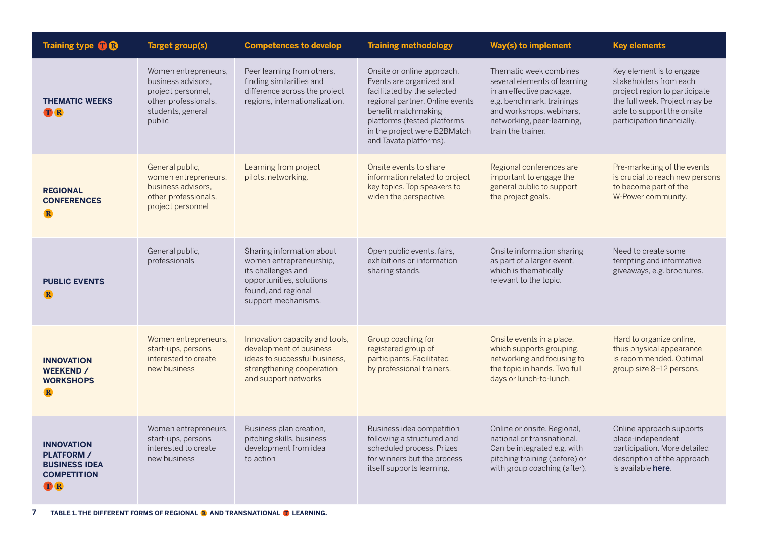| Training type T R | Target group(s) | Competences to develop | Training methodology | Way(s) to implement | Key elements |
|---|---|---|---|---|---|
| **THEMATIC WEEKS** T R | Women entrepreneurs, business advisors, project personnel, other professionals, students, general public | Peer learning from others, finding similarities and difference across the project regions, internationalization. | Onsite or online approach. Events are organized and facilitated by the selected regional partner. Online events benefit matchmaking platforms (tested platforms in the project were B2BMatch and Tavata platforms). | Thematic week combines several elements of learning in an effective package, e.g. benchmark, trainings and workshops, webinars, networking, peer-learning, train the trainer. | Key element is to engage stakeholders from each project region to participate the full week. Project may be able to support the onsite participation financially. |
| **REGIONAL CONFERENCES** R | General public, women entrepreneurs, business advisors, other professionals, project personnel | Learning from project pilots, networking. | Onsite events to share information related to project key topics. Top speakers to widen the perspective. | Regional conferences are important to engage the general public to support the project goals. | Pre-marketing of the events is crucial to reach new persons to become part of the W-Power community. |
| **PUBLIC EVENTS** R | General public, professionals | Sharing information about women entrepreneurship, its challenges and opportunities, solutions found, and regional support mechanisms. | Open public events, fairs, exhibitions or information sharing stands. | Onsite information sharing as part of a larger event, which is thematically relevant to the topic. | Need to create some tempting and informative giveaways, e.g. brochures. |
| **INNOVATION WEEKEND / WORKSHOPS** R | Women entrepreneurs, start-ups, persons interested to create new business | Innovation capacity and tools, development of business ideas to successful business, strengthening cooperation and support networks | Group coaching for registered group of participants. Facilitated by professional trainers. | Onsite events in a place, which supports grouping, networking and focusing to the topic in hands. Two full days or lunch-to-lunch. | Hard to organize online, thus physical appearance is recommended. Optimal group size 8–12 persons. |
| **INNOVATION PLATFORM / BUSINESS IDEA COMPETITION** T R | Women entrepreneurs, start-ups, persons interested to create new business | Business plan creation, pitching skills, business development from idea to action | Business idea competition following a structured and scheduled process. Prizes for winners but the process itself supports learning. | Online or onsite. Regional, national or transnational. Can be integrated e.g. with pitching training (before) or with group coaching (after). | Online approach supports place-independent participation. More detailed description of the approach is available **here**. |

**TABLE 1. THE DIFFERENT FORMS OF REGIONAL R AND TRANSNATIONAL T LEARNING.**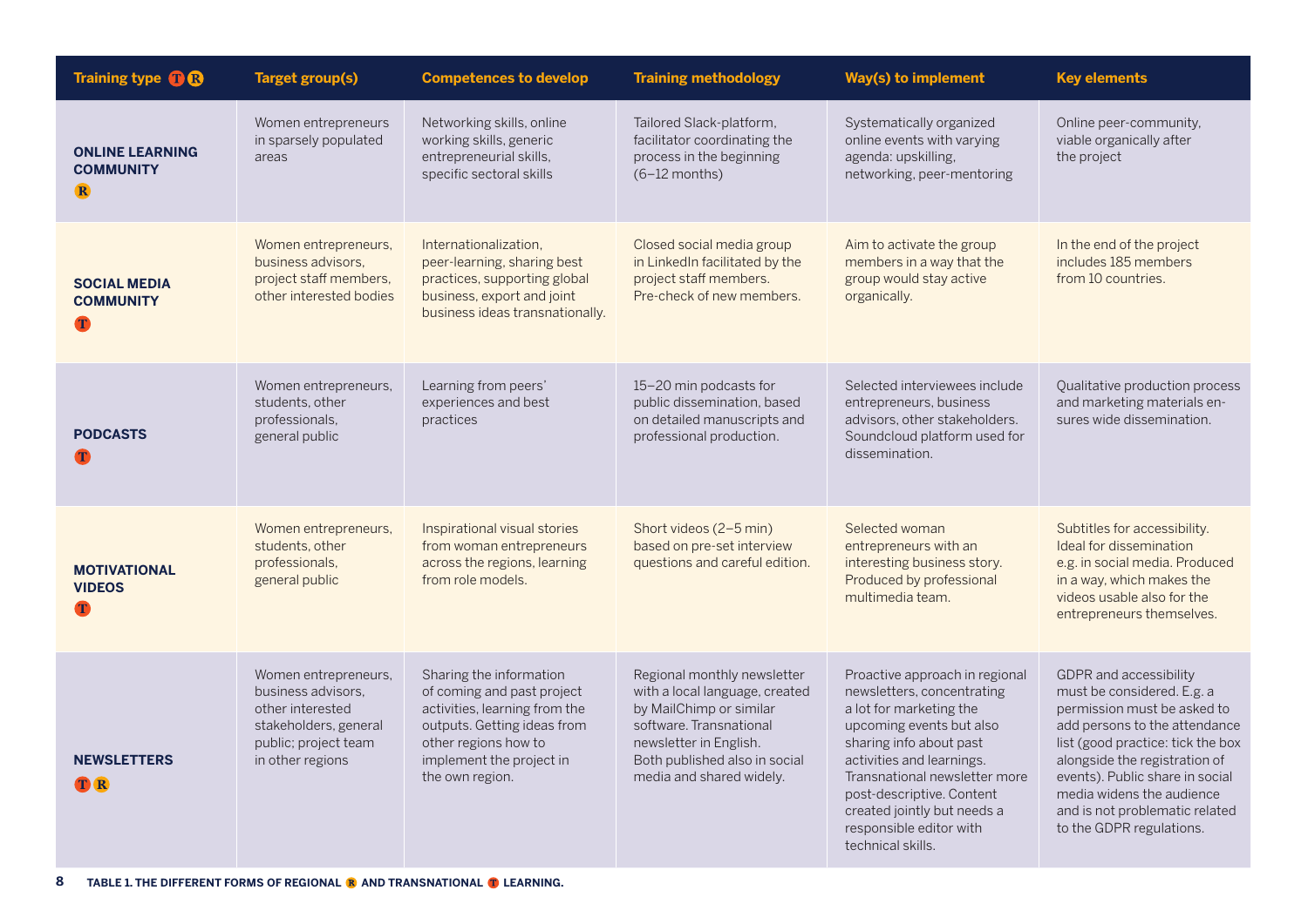| Training type (T) (R) | Target group(s) | Competences to develop | Training methodology | Way(s) to implement | Key elements |
|---|---|---|---|---|---|
| **ONLINE LEARNING COMMUNITY** (R) | Women entrepreneurs in sparsely populated areas | Networking skills, online working skills, generic entrepreneurial skills, specific sectoral skills | Tailored Slack-platform, facilitator coordinating the process in the beginning (6–12 months) | Systematically organized online events with varying agenda: upskilling, networking, peer-mentoring | Online peer-community, viable organically after the project |
| **SOCIAL MEDIA COMMUNITY** (T) | Women entrepreneurs, business advisors, project staff members, other interested bodies | Internationalization, peer-learning, sharing best practices, supporting global business, export and joint business ideas transnationally. | Closed social media group in LinkedIn facilitated by the project staff members. Pre-check of new members. | Aim to activate the group members in a way that the group would stay active organically. | In the end of the project includes 185 members from 10 countries. |
| **PODCASTS** (T) | Women entrepreneurs, students, other professionals, general public | Learning from peers' experiences and best practices | 15–20 min podcasts for public dissemination, based on detailed manuscripts and professional production. | Selected interviewees include entrepreneurs, business advisors, other stakeholders. Soundcloud platform used for dissemination. | Qualitative production process and marketing materials ensures wide dissemination. |
| **MOTIVATIONAL VIDEOS** (T) | Women entrepreneurs, students, other professionals, general public | Inspirational visual stories from woman entrepreneurs across the regions, learning from role models. | Short videos (2–5 min) based on pre-set interview questions and careful edition. | Selected woman entrepreneurs with an interesting business story. Produced by professional multimedia team. | Subtitles for accessibility. Ideal for dissemination e.g. in social media. Produced in a way, which makes the videos usable also for the entrepreneurs themselves. |
| **NEWSLETTERS** (T) (R) | Women entrepreneurs, business advisors, other interested stakeholders, general public; project team in other regions | Sharing the information of coming and past project activities, learning from the outputs. Getting ideas from other regions how to implement the project in the own region. | Regional monthly newsletter with a local language, created by MailChimp or similar software. Transnational newsletter in English. Both published also in social media and shared widely. | Proactive approach in regional newsletters, concentrating a lot for marketing the upcoming events but also sharing info about past activities and learnings. Transnational newsletter more post-descriptive. Content created jointly but needs a responsible editor with technical skills. | GDPR and accessibility must be considered. E.g. a permission must be asked to add persons to the attendance list (good practice: tick the box alongside the registration of events). Public share in social media widens the audience and is not problematic related to the GDPR regulations. |

**TABLE 1. THE DIFFERENT FORMS OF REGIONAL (R) AND TRANSNATIONAL (T) LEARNING.**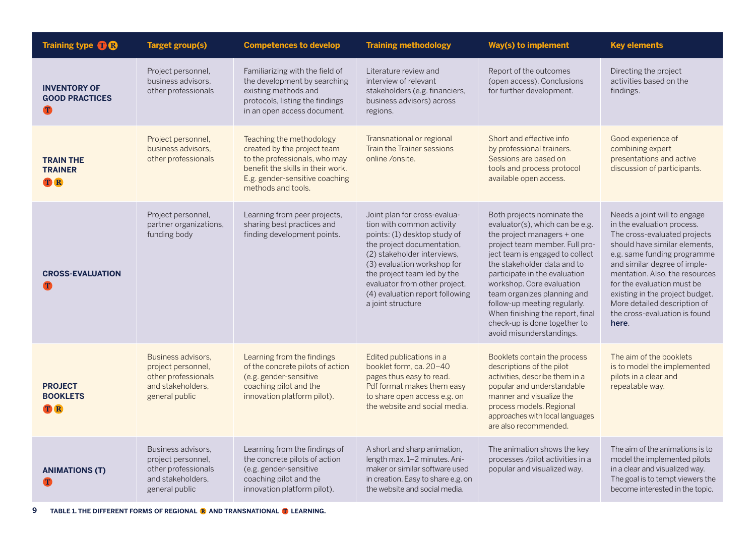| Training type T R | Target group(s) | Competences to develop | Training methodology | Way(s) to implement | Key elements |
|---|---|---|---|---|---|
| **INVENTORY OF GOOD PRACTICES** T | Project personnel, business advisors, other professionals | Familiarizing with the field of the development by searching existing methods and protocols, listing the findings in an open access document. | Literature review and interview of relevant stakeholders (e.g. financiers, business advisors) across regions. | Report of the outcomes (open access). Conclusions for further development. | Directing the project activities based on the findings. |
| **TRAIN THE TRAINER** T R | Project personnel, business advisors, other professionals | Teaching the methodology created by the project team to the professionals, who may benefit the skills in their work. E.g. gender-sensitive coaching methods and tools. | Transnational or regional Train the Trainer sessions online /onsite. | Short and effective info by professional trainers. Sessions are based on tools and process protocol available open access. | Good experience of combining expert presentations and active discussion of participants. |
| **CROSS-EVALUATION** T | Project personnel, partner organizations, funding body | Learning from peer projects, sharing best practices and finding development points. | Joint plan for cross-evaluation with common activity points: (1) desktop study of the project documentation, (2) stakeholder interviews, (3) evaluation workshop for the project team led by the evaluator from other project, (4) evaluation report following a joint structure | Both projects nominate the evaluator(s), which can be e.g. the project managers + one project team member. Full project team is engaged to collect the stakeholder data and to participate in the evaluation workshop. Core evaluation team organizes planning and follow-up meeting regularly. When finishing the report, final check-up is done together to avoid misunderstandings. | Needs a joint will to engage in the evaluation process. The cross-evaluated projects should have similar elements, e.g. same funding programme and similar degree of implementation. Also, the resources for the evaluation must be existing in the project budget. More detailed description of the cross-evaluation is found **here**. |
| **PROJECT BOOKLETS** T R | Business advisors, project personnel, other professionals and stakeholders, general public | Learning from the findings of the concrete pilots of action (e.g. gender-sensitive coaching pilot and the innovation platform pilot). | Edited publications in a booklet form, ca. 20–40 pages thus easy to read. Pdf format makes them easy to share open access e.g. on the website and social media. | Booklets contain the process descriptions of the pilot activities, describe them in a popular and understandable manner and visualize the process models. Regional approaches with local languages are also recommended. | The aim of the booklets is to model the implemented pilots in a clear and repeatable way. |
| **ANIMATIONS (T)** T | Business advisors, project personnel, other professionals and stakeholders, general public | Learning from the findings of the concrete pilots of action (e.g. gender-sensitive coaching pilot and the innovation platform pilot). | A short and sharp animation, length max. 1–2 minutes. Animaker or similar software used in creation. Easy to share e.g. on the website and social media. | The animation shows the key processes /pilot activities in a popular and visualized way. | The aim of the animations is to model the implemented pilots in a clear and visualized way. The goal is to tempt viewers the become interested in the topic. |

**TABLE 1. THE DIFFERENT FORMS OF REGIONAL R AND TRANSNATIONAL T LEARNING.**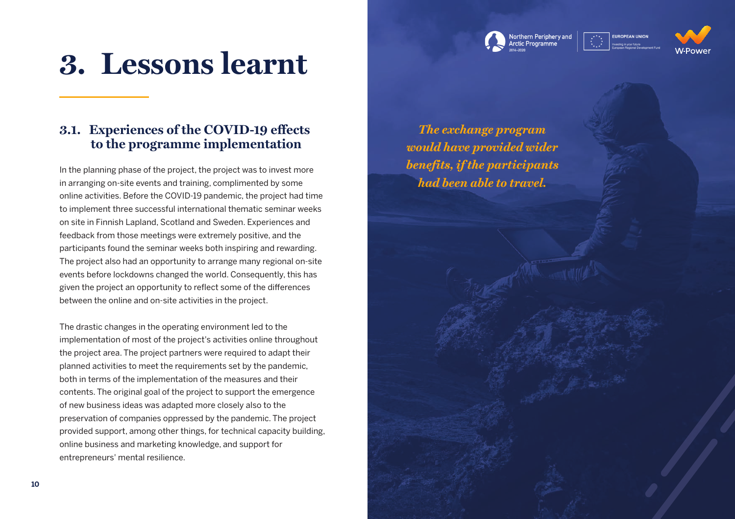# 3. Lessons learnt

## 3.1. Experiences of the COVID-19 effects to the programme implementation

In the planning phase of the project, the project was to invest more in arranging on-site events and training, complimented by some online activities. Before the COVID-19 pandemic, the project had time to implement three successful international thematic seminar weeks on site in Finnish Lapland, Scotland and Sweden. Experiences and feedback from those meetings were extremely positive, and the participants found the seminar weeks both inspiring and rewarding. The project also had an opportunity to arrange many regional on-site events before lockdowns changed the world. Consequently, this has given the project an opportunity to reflect some of the differences between the online and on-site activities in the project.

The drastic changes in the operating environment led to the implementation of most of the project's activities online throughout the project area. The project partners were required to adapt their planned activities to meet the requirements set by the pandemic, both in terms of the implementation of the measures and their contents. The original goal of the project to support the emergence of new business ideas was adapted more closely also to the preservation of companies oppressed by the pandemic. The project provided support, among other things, for technical capacity building, online business and marketing knowledge, and support for entrepreneurs' mental resilience.

*The exchange program would have provided wider benefits, if the participants had been able to travel.*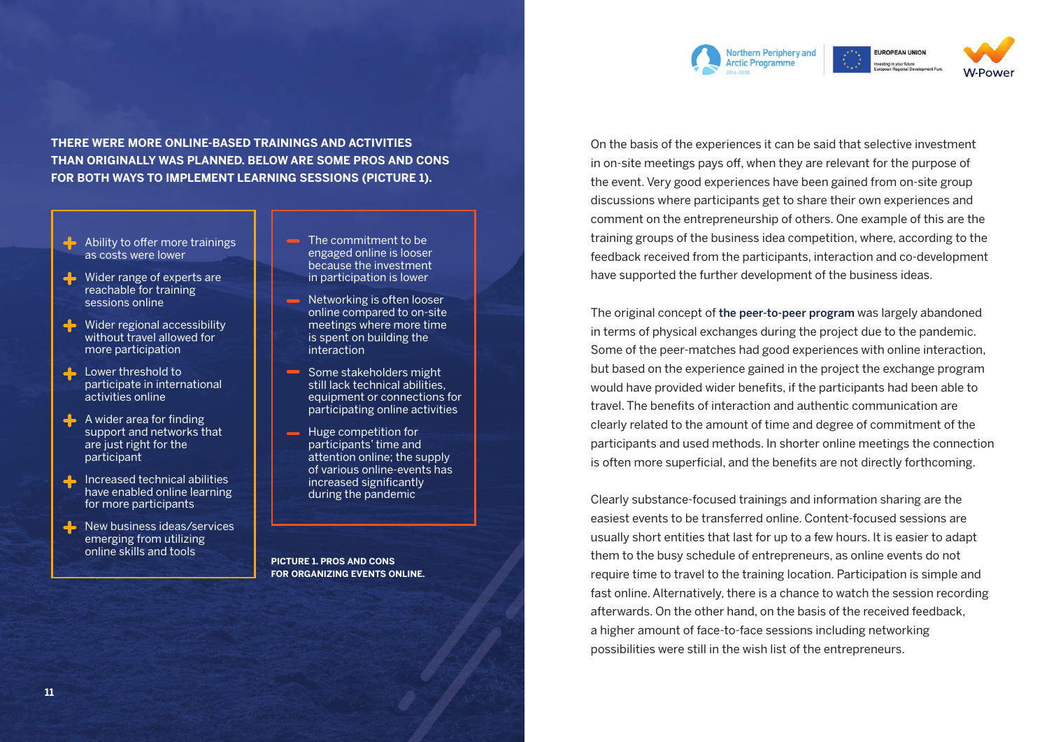**THERE WERE MORE ONLINE-BASED TRAININGS AND ACTIVITIES THAN ORIGINALLY WAS PLANNED. BELOW ARE SOME PROS AND CONS FOR BOTH WAYS TO IMPLEMENT LEARNING SESSIONS (PICTURE 1).**

+ Ability to offer more trainings as costs were lower
+ Wider range of experts are reachable for training sessions online
+ Wider regional accessibility without travel allowed for more participation
+ Lower threshold to participate in international activities online
+ A wider area for finding support and networks that are just right for the participant
+ Increased technical abilities have enabled online learning for more participants
+ New business ideas/services emerging from utilizing online skills and tools

– The commitment to be engaged online is looser because the investment in participation is lower
– Networking is often looser online compared to on-site meetings where more time is spent on building the interaction
– Some stakeholders might still lack technical abilities, equipment or connections for participating online activities
– Huge competition for participants' time and attention online; the supply of various online-events has increased significantly during the pandemic

**PICTURE 1. PROS AND CONS FOR ORGANIZING EVENTS ONLINE.**

On the basis of the experiences it can be said that selective investment in on-site meetings pays off, when they are relevant for the purpose of the event. Very good experiences have been gained from on-site group discussions where participants get to share their own experiences and comment on the entrepreneurship of others. One example of this are the training groups of the business idea competition, where, according to the feedback received from the participants, interaction and co-development have supported the further development of the business ideas.

The original concept of **the peer-to-peer program** was largely abandoned in terms of physical exchanges during the project due to the pandemic. Some of the peer-matches had good experiences with online interaction, but based on the experience gained in the project the exchange program would have provided wider benefits, if the participants had been able to travel. The benefits of interaction and authentic communication are clearly related to the amount of time and degree of commitment of the participants and used methods. In shorter online meetings the connection is often more superficial, and the benefits are not directly forthcoming.

Clearly substance-focused trainings and information sharing are the easiest events to be transferred online. Content-focused sessions are usually short entities that last for up to a few hours. It is easier to adapt them to the busy schedule of entrepreneurs, as online events do not require time to travel to the training location. Participation is simple and fast online. Alternatively, there is a chance to watch the session recording afterwards. On the other hand, on the basis of the received feedback, a higher amount of face-to-face sessions including networking possibilities were still in the wish list of the entrepreneurs.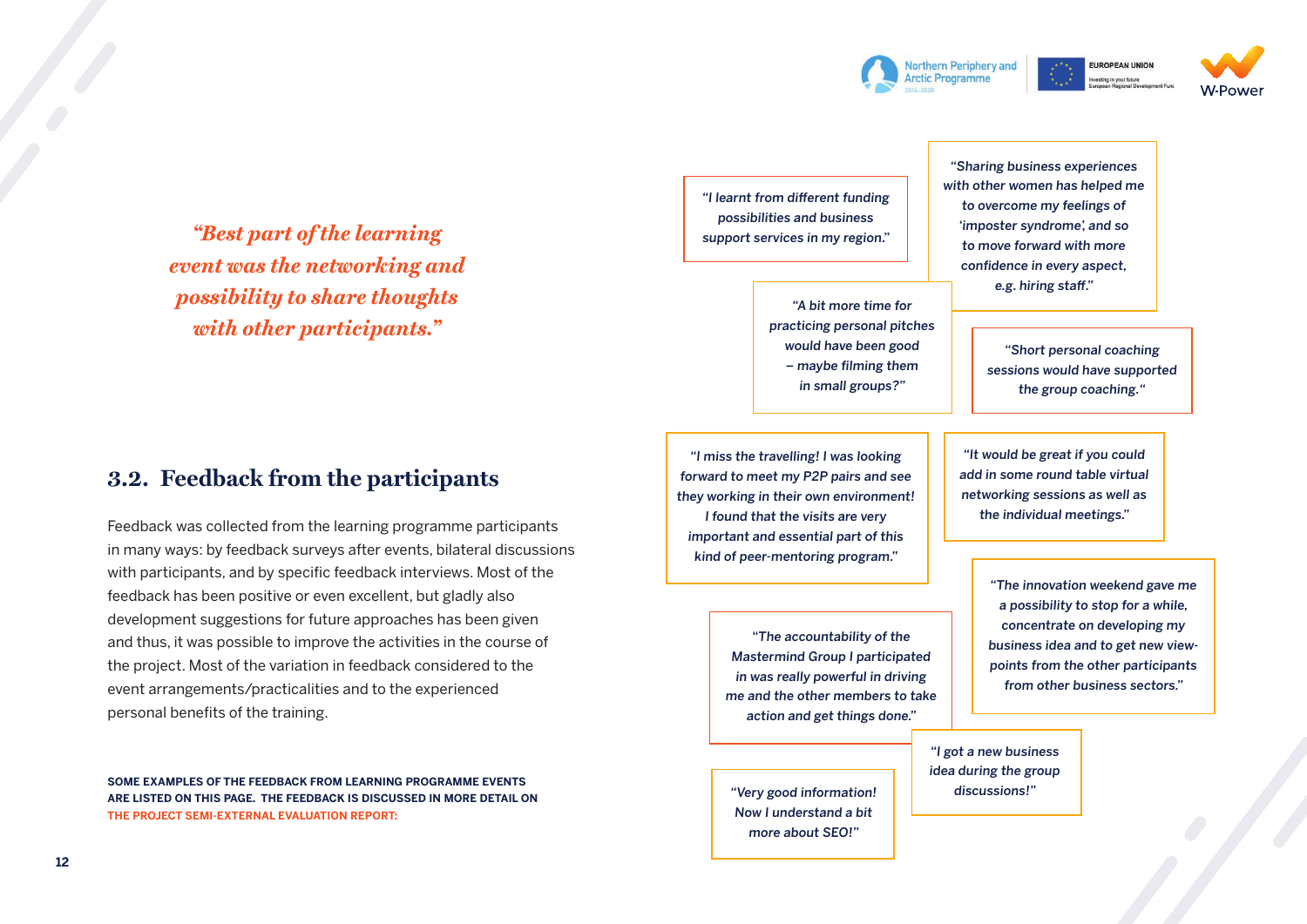*"Best part of the learning event was the networking and possibility to share thoughts with other participants."*

## 3.2. Feedback from the participants

Feedback was collected from the learning programme participants in many ways: by feedback surveys after events, bilateral discussions with participants, and by specific feedback interviews. Most of the feedback has been positive or even excellent, but gladly also development suggestions for future approaches has been given and thus, it was possible to improve the activities in the course of the project. Most of the variation in feedback considered to the event arrangements/practicalities and to the experienced personal benefits of the training.

**SOME EXAMPLES OF THE FEEDBACK FROM LEARNING PROGRAMME EVENTS ARE LISTED ON THIS PAGE. THE FEEDBACK IS DISCUSSED IN MORE DETAIL ON THE PROJECT SEMI-EXTERNAL EVALUATION REPORT:**

*"I learnt from different funding possibilities and business support services in my region."*

*"Sharing business experiences with other women has helped me to overcome my feelings of 'imposter syndrome', and so to move forward with more confidence in every aspect, e.g. hiring staff."*

*"A bit more time for practicing personal pitches would have been good – maybe filming them in small groups?"*

*"Short personal coaching sessions would have supported the group coaching."*

*"I miss the travelling! I was looking forward to meet my P2P pairs and see they working in their own environment! I found that the visits are very important and essential part of this kind of peer-mentoring program."*

*"It would be great if you could add in some round table virtual networking sessions as well as the individual meetings."*

*"The innovation weekend gave me a possibility to stop for a while, concentrate on developing my business idea and to get new view-points from the other participants from other business sectors."*

*"The accountability of the Mastermind Group I participated in was really powerful in driving me and the other members to take action and get things done."*

*"I got a new business idea during the group discussions!"*

*"Very good information! Now I understand a bit more about SEO!"*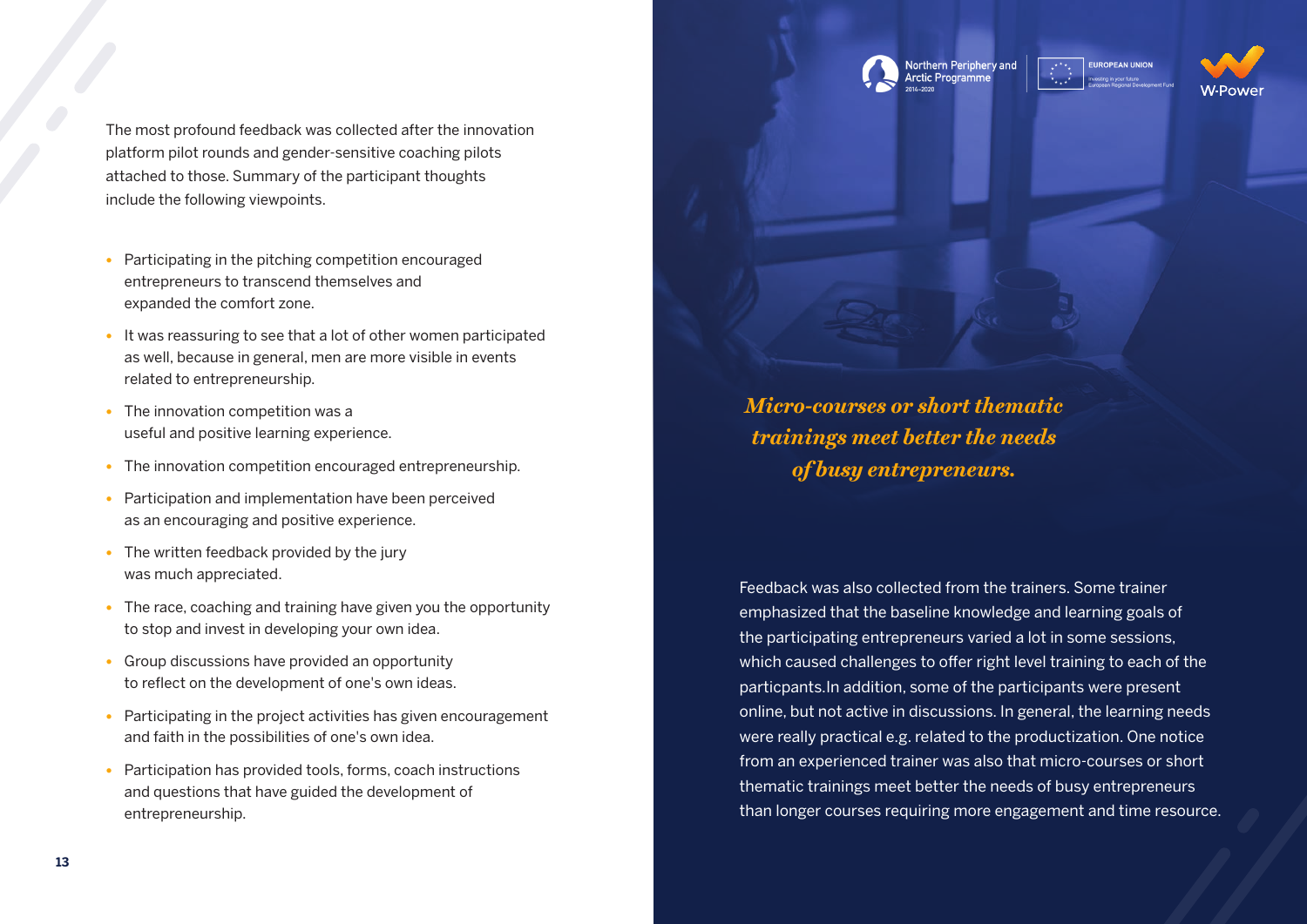The most profound feedback was collected after the innovation platform pilot rounds and gender-sensitive coaching pilots attached to those. Summary of the participant thoughts include the following viewpoints.

- Participating in the pitching competition encouraged entrepreneurs to transcend themselves and expanded the comfort zone.
- It was reassuring to see that a lot of other women participated as well, because in general, men are more visible in events related to entrepreneurship.
- The innovation competition was a useful and positive learning experience.
- The innovation competition encouraged entrepreneurship.
- Participation and implementation have been perceived as an encouraging and positive experience.
- The written feedback provided by the jury was much appreciated.
- The race, coaching and training have given you the opportunity to stop and invest in developing your own idea.
- Group discussions have provided an opportunity to reflect on the development of one's own ideas.
- Participating in the project activities has given encouragement and faith in the possibilities of one's own idea.
- Participation has provided tools, forms, coach instructions and questions that have guided the development of entrepreneurship.

*Micro-courses or short thematic trainings meet better the needs of busy entrepreneurs.*

Feedback was also collected from the trainers. Some trainer emphasized that the baseline knowledge and learning goals of the participating entrepreneurs varied a lot in some sessions, which caused challenges to offer right level training to each of the particpants.In addition, some of the participants were present online, but not active in discussions. In general, the learning needs were really practical e.g. related to the productization. One notice from an experienced trainer was also that micro-courses or short thematic trainings meet better the needs of busy entrepreneurs than longer courses requiring more engagement and time resource.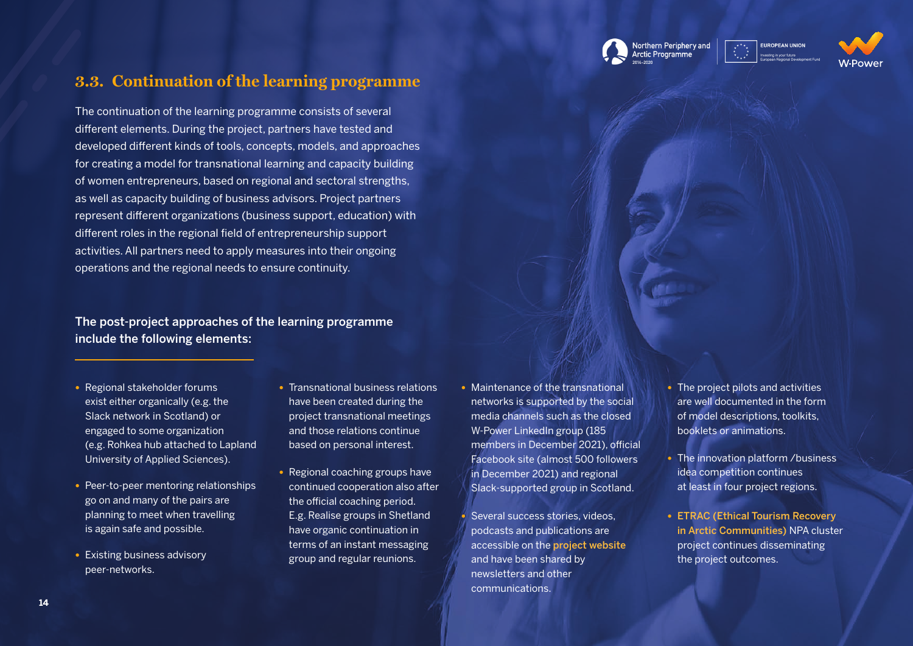## 3.3. Continuation of the learning programme

The continuation of the learning programme consists of several different elements. During the project, partners have tested and developed different kinds of tools, concepts, models, and approaches for creating a model for transnational learning and capacity building of women entrepreneurs, based on regional and sectoral strengths, as well as capacity building of business advisors. Project partners represent different organizations (business support, education) with different roles in the regional field of entrepreneurship support activities. All partners need to apply measures into their ongoing operations and the regional needs to ensure continuity.

### The post-project approaches of the learning programme include the following elements:

- Regional stakeholder forums exist either organically (e.g. the Slack network in Scotland) or engaged to some organization (e.g. Rohkea hub attached to Lapland University of Applied Sciences).
- Peer-to-peer mentoring relationships go on and many of the pairs are planning to meet when travelling is again safe and possible.
- Existing business advisory peer-networks.
- Transnational business relations have been created during the project transnational meetings and those relations continue based on personal interest.
- Regional coaching groups have continued cooperation also after the official coaching period. E.g. Realise groups in Shetland have organic continuation in terms of an instant messaging group and regular reunions.
- Maintenance of the transnational networks is supported by the social media channels such as the closed W-Power LinkedIn group (185 members in December 2021), official Facebook site (almost 500 followers in December 2021) and regional Slack-supported group in Scotland.
- Several success stories, videos, podcasts and publications are accessible on the **project website** and have been shared by newsletters and other communications.
- The project pilots and activities are well documented in the form of model descriptions, toolkits, booklets or animations.
- The innovation platform /business idea competition continues at least in four project regions.
- **ETRAC (Ethical Tourism Recovery in Arctic Communities)** NPA cluster project continues disseminating the project outcomes.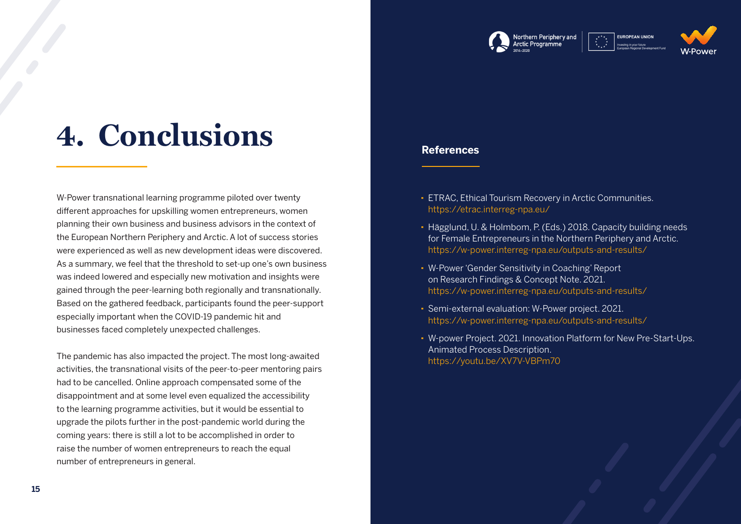# 4. Conclusions

W-Power transnational learning programme piloted over twenty different approaches for upskilling women entrepreneurs, women planning their own business and business advisors in the context of the European Northern Periphery and Arctic. A lot of success stories were experienced as well as new development ideas were discovered. As a summary, we feel that the threshold to set-up one's own business was indeed lowered and especially new motivation and insights were gained through the peer-learning both regionally and transnationally. Based on the gathered feedback, participants found the peer-support especially important when the COVID-19 pandemic hit and businesses faced completely unexpected challenges.

The pandemic has also impacted the project. The most long-awaited activities, the transnational visits of the peer-to-peer mentoring pairs had to be cancelled. Online approach compensated some of the disappointment and at some level even equalized the accessibility to the learning programme activities, but it would be essential to upgrade the pilots further in the post-pandemic world during the coming years: there is still a lot to be accomplished in order to raise the number of women entrepreneurs to reach the equal number of entrepreneurs in general.

## References

- ETRAC, Ethical Tourism Recovery in Arctic Communities. https://etrac.interreg-npa.eu/
- Hägglund, U. & Holmbom, P. (Eds.) 2018. Capacity building needs for Female Entrepreneurs in the Northern Periphery and Arctic. https://w-power.interreg-npa.eu/outputs-and-results/
- W-Power 'Gender Sensitivity in Coaching' Report on Research Findings & Concept Note. 2021. https://w-power.interreg-npa.eu/outputs-and-results/
- Semi-external evaluation: W-Power project. 2021. https://w-power.interreg-npa.eu/outputs-and-results/
- W-power Project. 2021. Innovation Platform for New Pre-Start-Ups. Animated Process Description. https://youtu.be/XV7V-VBPm70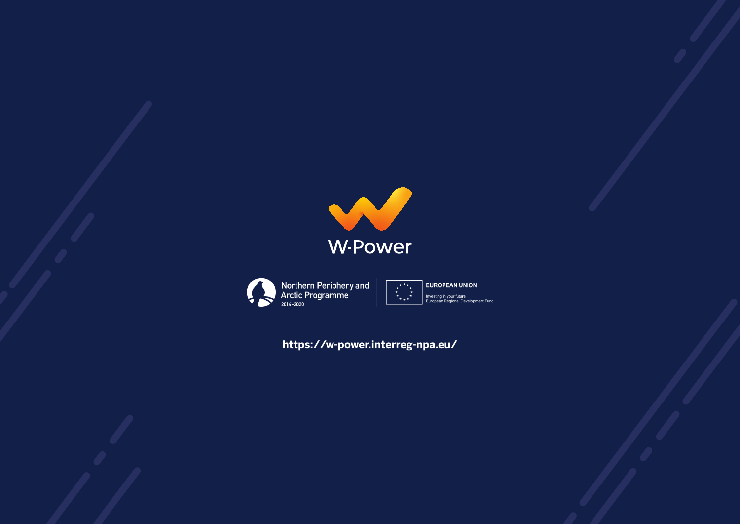W-Power

Northern Periphery and Arctic Programme
2014–2020

EUROPEAN UNION

Investing in your future
European Regional Development Fund

https://w-power.interreg-npa.eu/